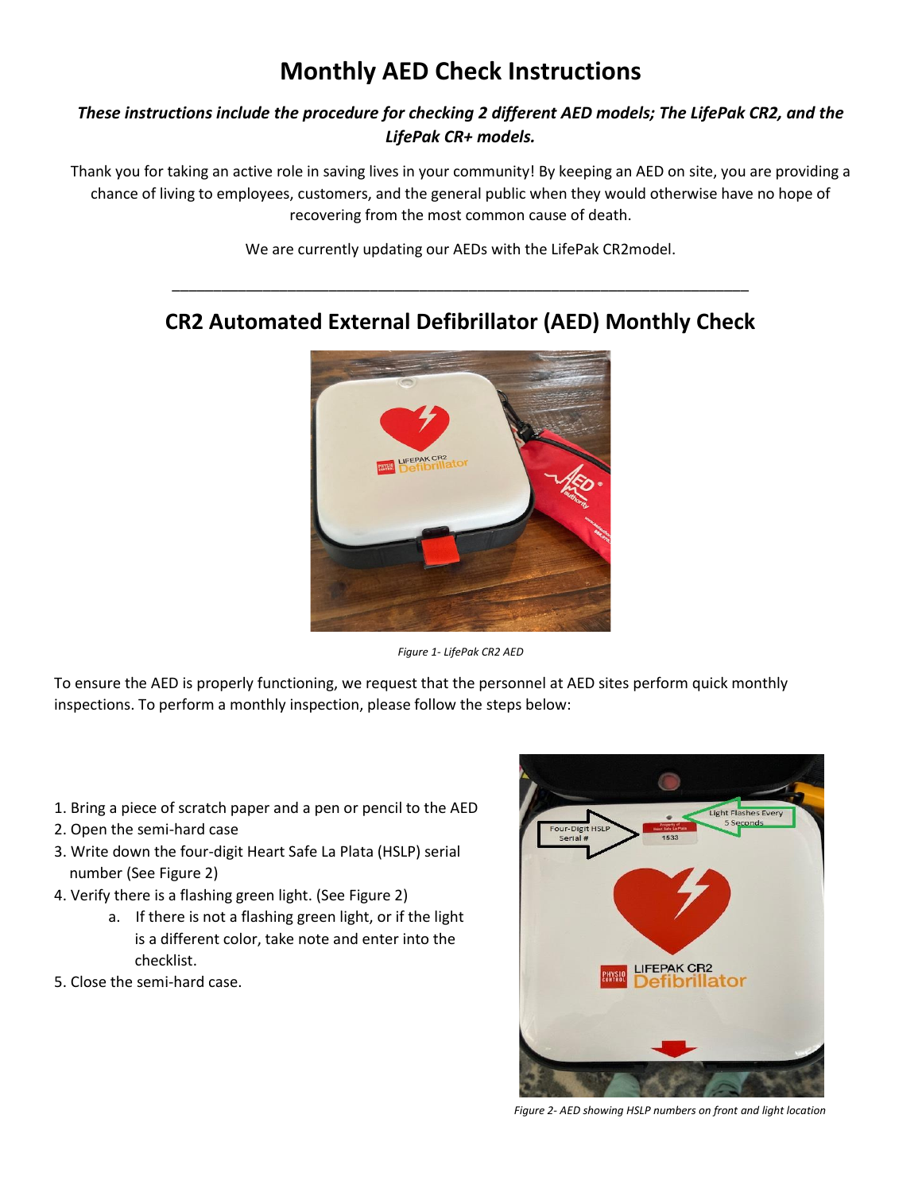# Monthly AED Check Instructions

***These instructions include the procedure for checking 2 different AED models; The LifePak CR2, and the LifePak CR+ models.***

Thank you for taking an active role in saving lives in your community! By keeping an AED on site, you are providing a chance of living to employees, customers, and the general public when they would otherwise have no hope of recovering from the most common cause of death.

We are currently updating our AEDs with the LifePak CR2model.

---

## CR2 Automated External Defibrillator (AED) Monthly Check

*Figure 1- LifePak CR2 AED*

To ensure the AED is properly functioning, we request that the personnel at AED sites perform quick monthly inspections. To perform a monthly inspection, please follow the steps below:

1. Bring a piece of scratch paper and a pen or pencil to the AED
2. Open the semi-hard case
3. Write down the four-digit Heart Safe La Plata (HSLP) serial number (See Figure 2)
4. Verify there is a flashing green light. (See Figure 2)
   a. If there is not a flashing green light, or if the light is a different color, take note and enter into the checklist.
5. Close the semi-hard case.

*Figure 2- AED showing HSLP numbers on front and light location*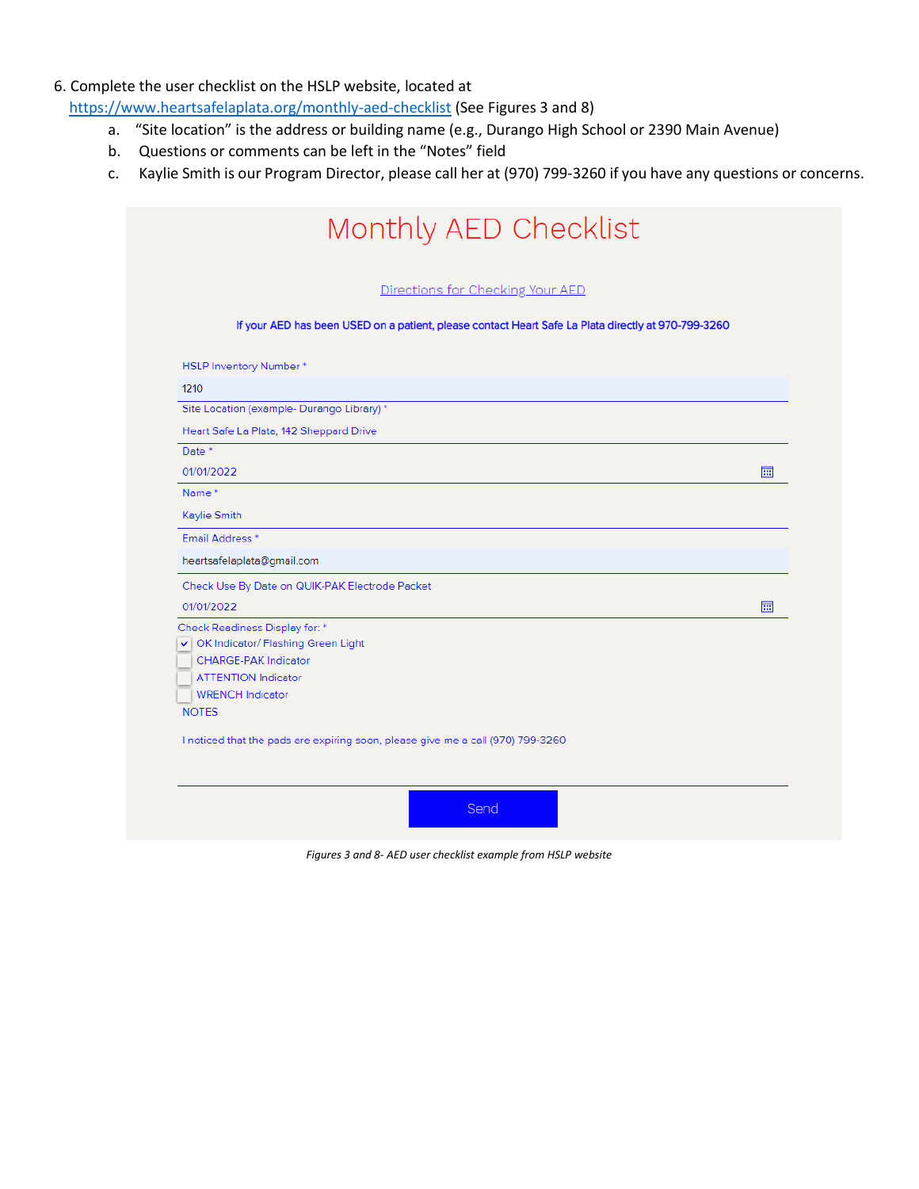6. Complete the user checklist on the HSLP website, located at https://www.heartsafelaplata.org/monthly-aed-checklist (See Figures 3 and 8)
   a. "Site location" is the address or building name (e.g., Durango High School or 2390 Main Avenue)
   b. Questions or comments can be left in the "Notes" field
   c. Kaylie Smith is our Program Director, please call her at (970) 799-3260 if you have any questions or concerns.

# Monthly AED Checklist

Directions for Checking Your AED

If your AED has been USED on a patient, please contact Heart Safe La Plata directly at 970-799-3260

HSLP Inventory Number *

1210

Site Location (example- Durango Library) *

Heart Safe La Plata, 142 Sheppard Drive

Date *

01/01/2022

Name *

Kaylie Smith

Email Address *

heartsafelaplata@gmail.com

Check Use By Date on QUIK-PAK Electrode Packet

01/01/2022

Check Readiness Display for: *

- [x] OK Indicator/ Flashing Green Light
- [ ] CHARGE-PAK Indicator
- [ ] ATTENTION Indicator
- [ ] WRENCH Indicator

NOTES

I noticed that the pads are expiring soon, please give me a call (970) 799-3260

Send

*Figures 3 and 8- AED user checklist example from HSLP website*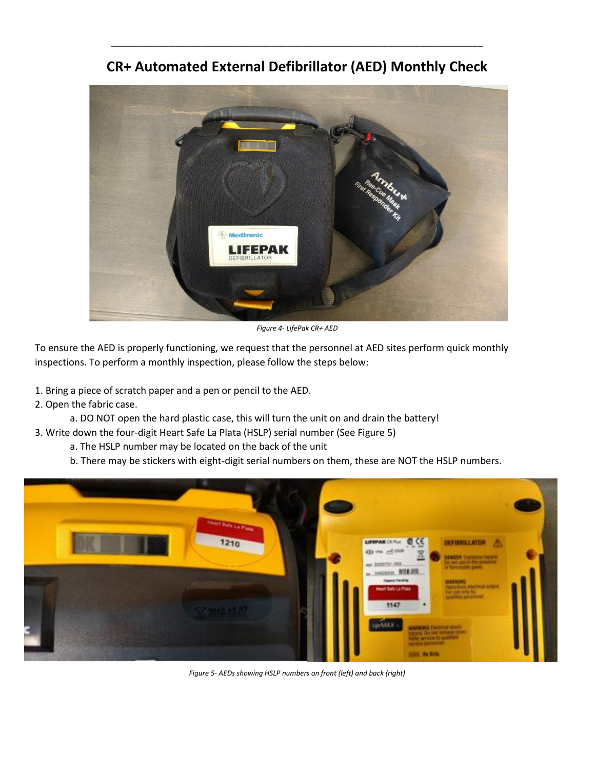# CR+ Automated External Defibrillator (AED) Monthly Check

*Figure 4- LifePak CR+ AED*

To ensure the AED is properly functioning, we request that the personnel at AED sites perform quick monthly inspections. To perform a monthly inspection, please follow the steps below:

1. Bring a piece of scratch paper and a pen or pencil to the AED.
2. Open the fabric case.
    a. DO NOT open the hard plastic case, this will turn the unit on and drain the battery!
3. Write down the four-digit Heart Safe La Plata (HSLP) serial number (See Figure 5)
    a. The HSLP number may be located on the back of the unit
    b. There may be stickers with eight-digit serial numbers on them, these are NOT the HSLP numbers.

*Figure 5- AEDs showing HSLP numbers on front (left) and back (right)*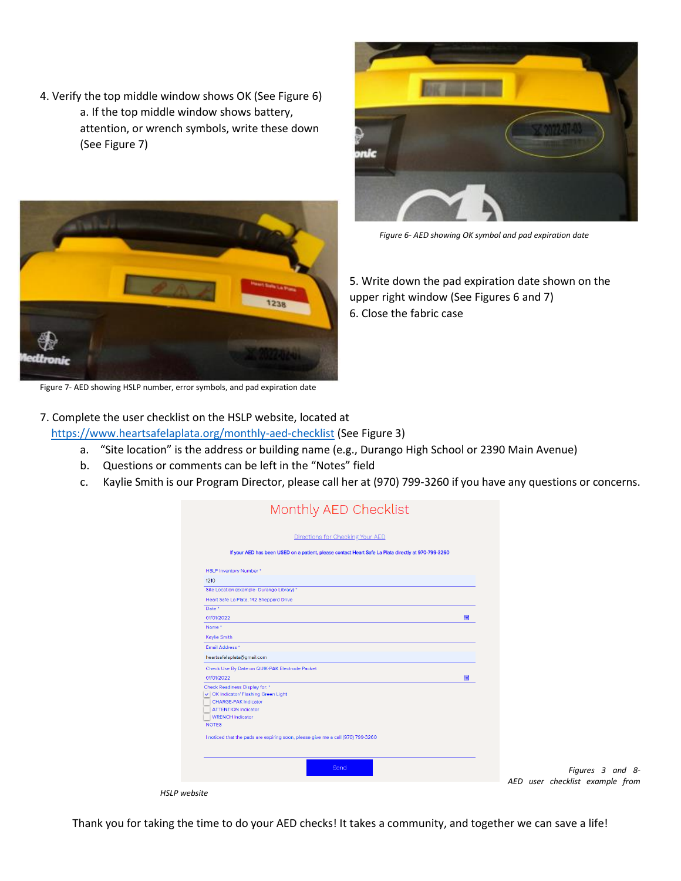4. Verify the top middle window shows OK (See Figure 6)
    a. If the top middle window shows battery, attention, or wrench symbols, write these down (See Figure 7)

*Figure 6- AED showing OK symbol and pad expiration date*

Figure 7- AED showing HSLP number, error symbols, and pad expiration date

5. Write down the pad expiration date shown on the upper right window (See Figures 6 and 7)
6. Close the fabric case

7. Complete the user checklist on the HSLP website, located at https://www.heartsafelaplata.org/monthly-aed-checklist (See Figure 3)
    a. "Site location" is the address or building name (e.g., Durango High School or 2390 Main Avenue)
    b. Questions or comments can be left in the "Notes" field
    c. Kaylie Smith is our Program Director, please call her at (970) 799-3260 if you have any questions or concerns.

*Figures 3 and 8- AED user checklist example from HSLP website*

Thank you for taking the time to do your AED checks! It takes a community, and together we can save a life!